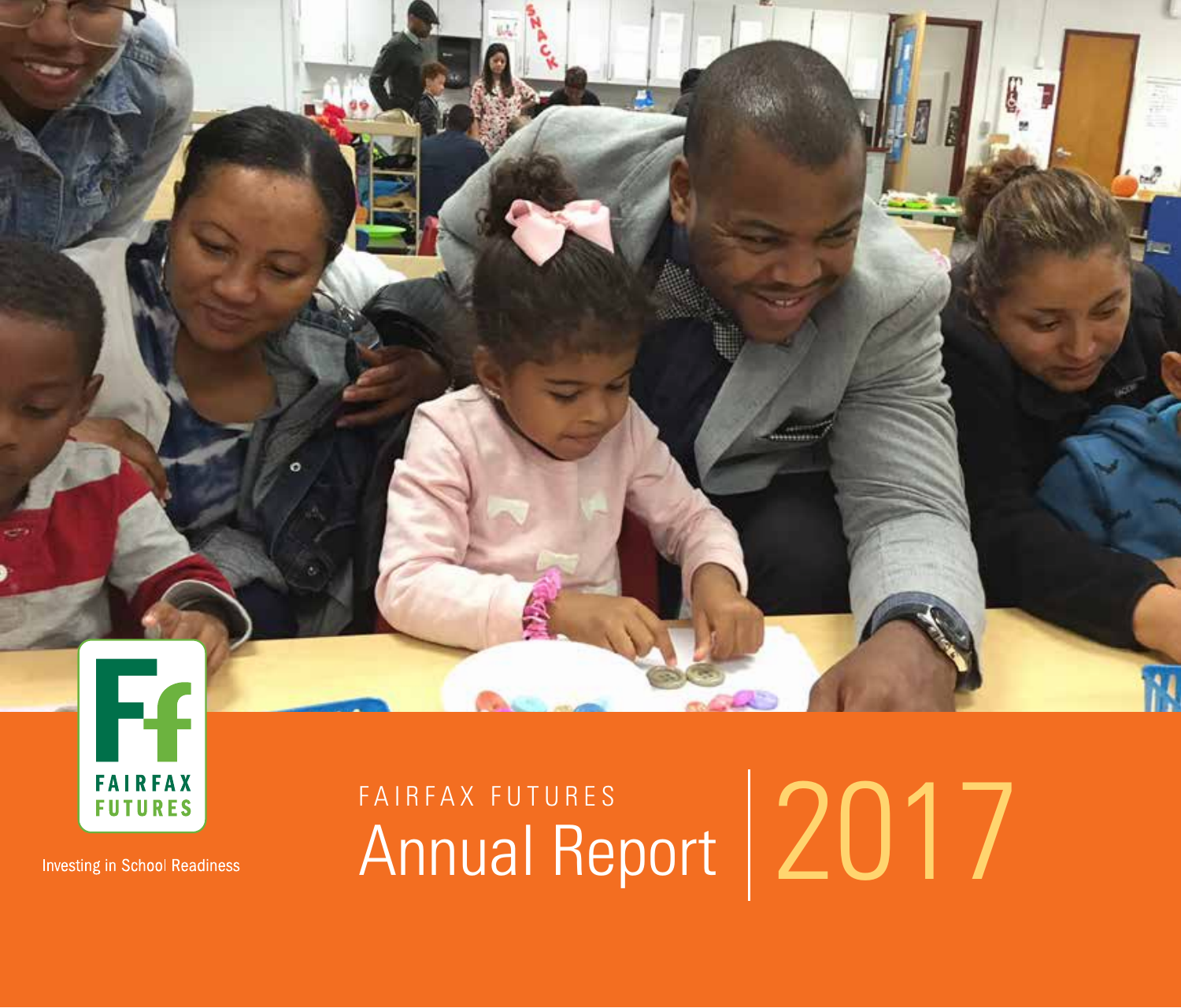FAIRFAX FUTURES

Investing in School Readiness

FAIRFAX FUTURES

# Annual Report 2017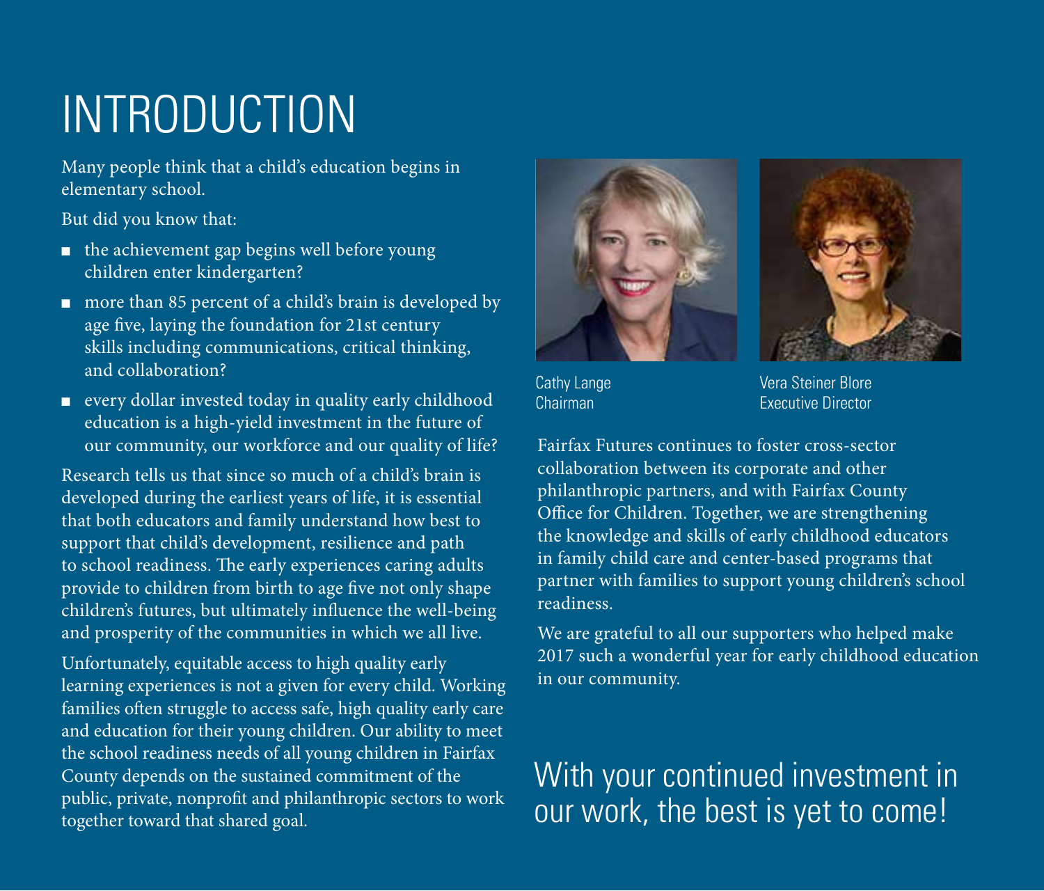# INTRODUCTION

Many people think that a child's education begins in elementary school.

But did you know that:

- the achievement gap begins well before young children enter kindergarten?
- more than 85 percent of a child's brain is developed by age five, laying the foundation for 21st century skills including communications, critical thinking, and collaboration?
- every dollar invested today in quality early childhood education is a high-yield investment in the future of our community, our workforce and our quality of life?

Research tells us that since so much of a child's brain is developed during the earliest years of life, it is essential that both educators and family understand how best to support that child's development, resilience and path to school readiness. The early experiences caring adults provide to children from birth to age five not only shape children's futures, but ultimately influence the well-being and prosperity of the communities in which we all live.

Unfortunately, equitable access to high quality early learning experiences is not a given for every child. Working families often struggle to access safe, high quality early care and education for their young children. Our ability to meet the school readiness needs of all young children in Fairfax County depends on the sustained commitment of the public, private, nonprofit and philanthropic sectors to work together toward that shared goal.

Cathy Lange
Chairman

Vera Steiner Blore
Executive Director

Fairfax Futures continues to foster cross-sector collaboration between its corporate and other philanthropic partners, and with Fairfax County Office for Children. Together, we are strengthening the knowledge and skills of early childhood educators in family child care and center-based programs that partner with families to support young children's school readiness.

We are grateful to all our supporters who helped make 2017 such a wonderful year for early childhood education in our community.

## With your continued investment in our work, the best is yet to come!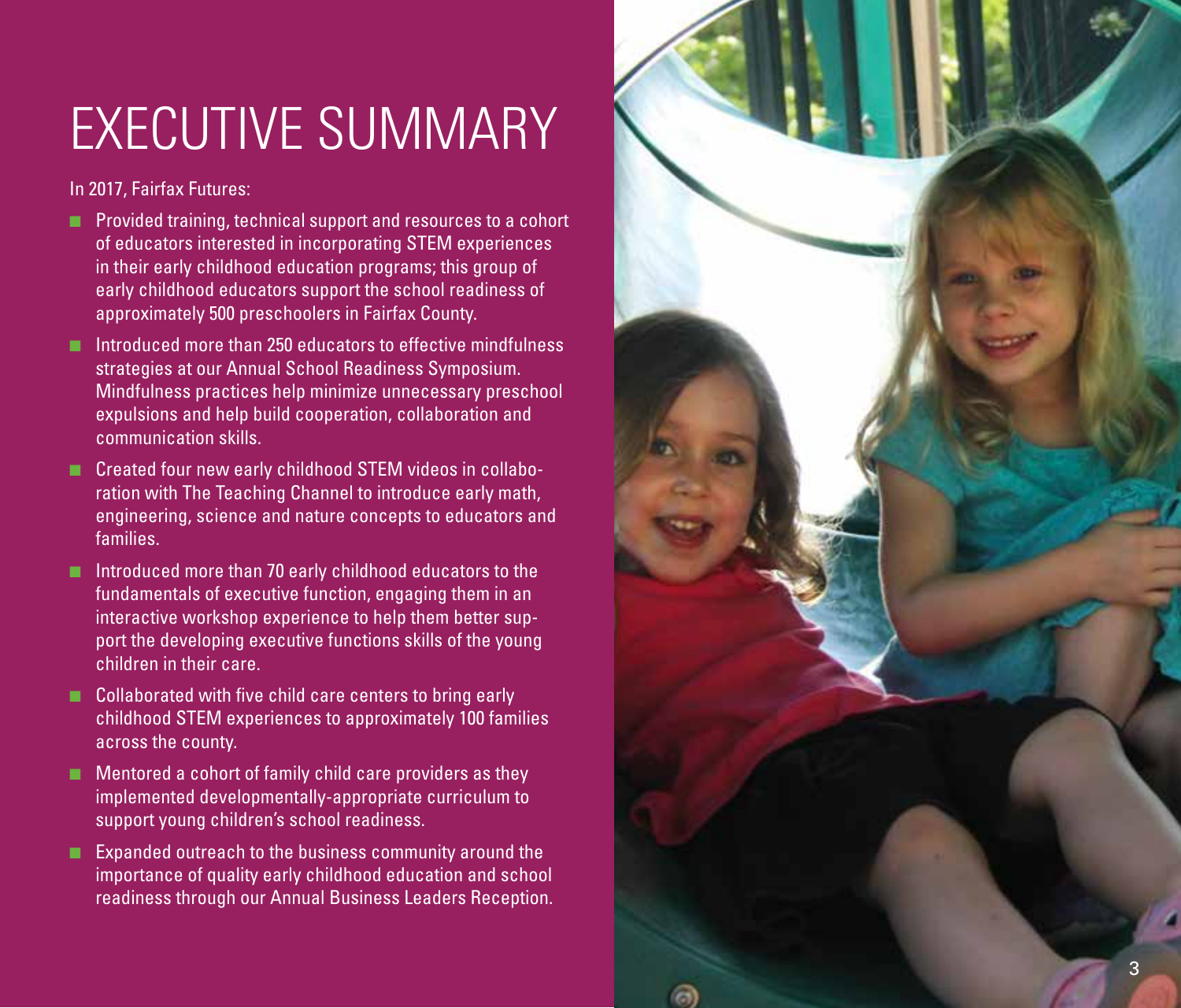# EXECUTIVE SUMMARY

In 2017, Fairfax Futures:

- Provided training, technical support and resources to a cohort of educators interested in incorporating STEM experiences in their early childhood education programs; this group of early childhood educators support the school readiness of approximately 500 preschoolers in Fairfax County.
- Introduced more than 250 educators to effective mindfulness strategies at our Annual School Readiness Symposium. Mindfulness practices help minimize unnecessary preschool expulsions and help build cooperation, collaboration and communication skills.
- Created four new early childhood STEM videos in collaboration with The Teaching Channel to introduce early math, engineering, science and nature concepts to educators and families.
- Introduced more than 70 early childhood educators to the fundamentals of executive function, engaging them in an interactive workshop experience to help them better support the developing executive functions skills of the young children in their care.
- Collaborated with five child care centers to bring early childhood STEM experiences to approximately 100 families across the county.
- Mentored a cohort of family child care providers as they implemented developmentally-appropriate curriculum to support young children's school readiness.
- Expanded outreach to the business community around the importance of quality early childhood education and school readiness through our Annual Business Leaders Reception.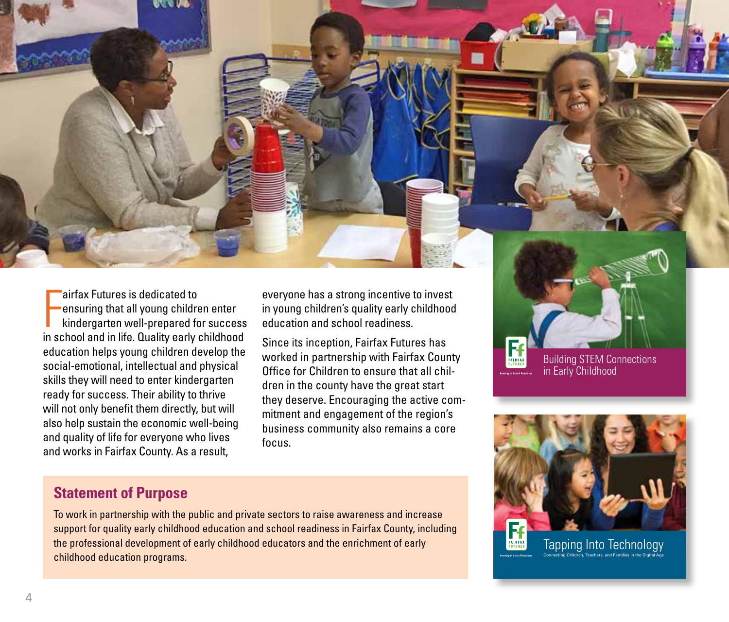Fairfax Futures is dedicated to ensuring that all young children enter kindergarten well-prepared for success in school and in life. Quality early childhood education helps young children develop the social-emotional, intellectual and physical skills they will need to enter kindergarten ready for success. Their ability to thrive will not only benefit them directly, but will also help sustain the economic well-being and quality of life for everyone who lives and works in Fairfax County. As a result, everyone has a strong incentive to invest in young children's quality early childhood education and school readiness.

Since its inception, Fairfax Futures has worked in partnership with Fairfax County Office for Children to ensure that all children in the county have the great start they deserve. Encouraging the active commitment and engagement of the region's business community also remains a core focus.

## Statement of Purpose

To work in partnership with the public and private sectors to raise awareness and increase support for quality early childhood education and school readiness in Fairfax County, including the professional development of early childhood educators and the enrichment of early childhood education programs.

Building STEM Connections in Early Childhood

Tapping Into Technology

Connecting Children, Teachers, and Families in the Digital Age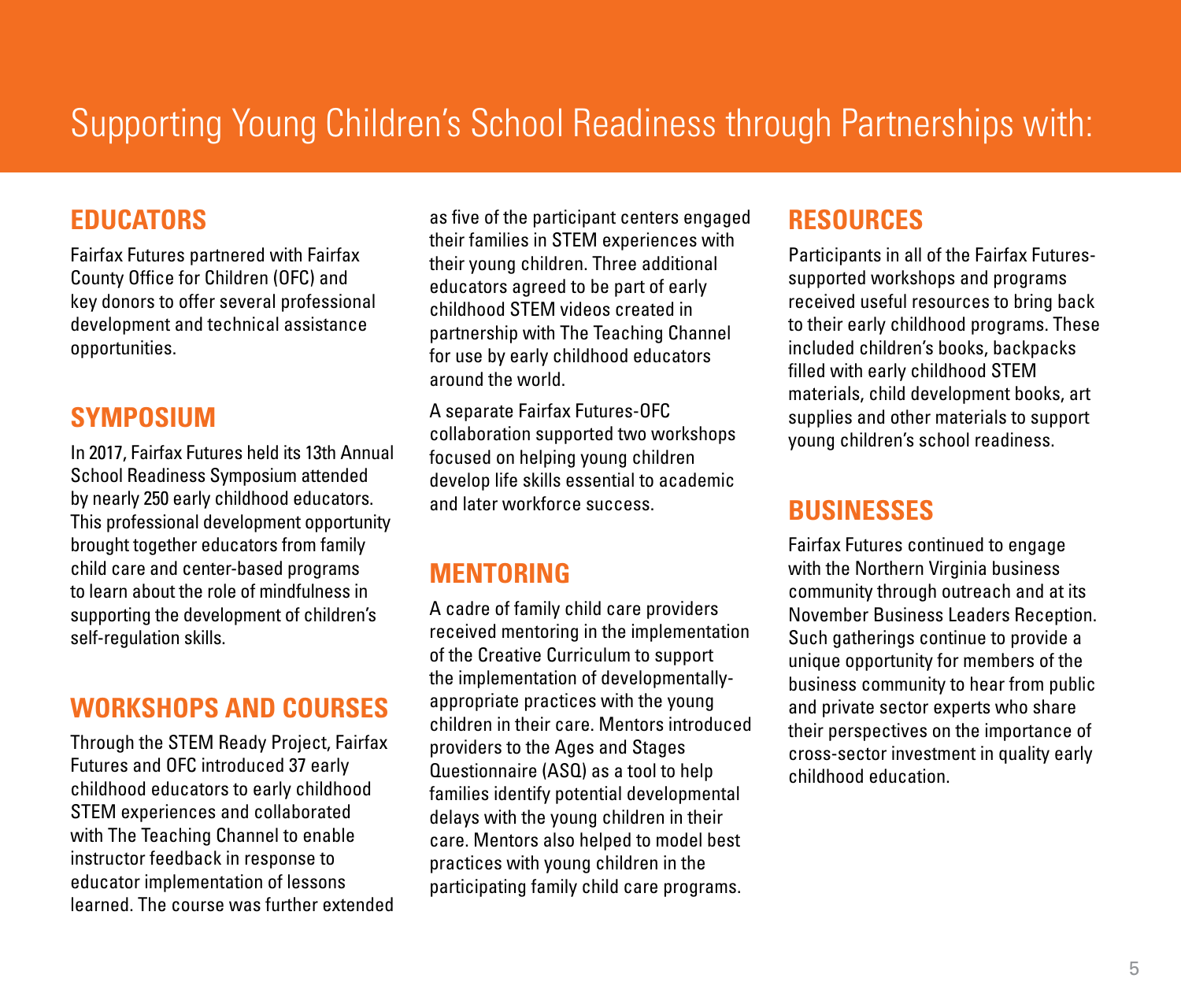# Supporting Young Children's School Readiness through Partnerships with:

## EDUCATORS

Fairfax Futures partnered with Fairfax County Office for Children (OFC) and key donors to offer several professional development and technical assistance opportunities.

## SYMPOSIUM

In 2017, Fairfax Futures held its 13th Annual School Readiness Symposium attended by nearly 250 early childhood educators. This professional development opportunity brought together educators from family child care and center-based programs to learn about the role of mindfulness in supporting the development of children's self-regulation skills.

## WORKSHOPS AND COURSES

Through the STEM Ready Project, Fairfax Futures and OFC introduced 37 early childhood educators to early childhood STEM experiences and collaborated with The Teaching Channel to enable instructor feedback in response to educator implementation of lessons learned. The course was further extended as five of the participant centers engaged their families in STEM experiences with their young children. Three additional educators agreed to be part of early childhood STEM videos created in partnership with The Teaching Channel for use by early childhood educators around the world.

A separate Fairfax Futures-OFC collaboration supported two workshops focused on helping young children develop life skills essential to academic and later workforce success.

## MENTORING

A cadre of family child care providers received mentoring in the implementation of the Creative Curriculum to support the implementation of developmentally-appropriate practices with the young children in their care. Mentors introduced providers to the Ages and Stages Questionnaire (ASQ) as a tool to help families identify potential developmental delays with the young children in their care. Mentors also helped to model best practices with young children in the participating family child care programs.

## RESOURCES

Participants in all of the Fairfax Futures-supported workshops and programs received useful resources to bring back to their early childhood programs. These included children's books, backpacks filled with early childhood STEM materials, child development books, art supplies and other materials to support young children's school readiness.

## BUSINESSES

Fairfax Futures continued to engage with the Northern Virginia business community through outreach and at its November Business Leaders Reception. Such gatherings continue to provide a unique opportunity for members of the business community to hear from public and private sector experts who share their perspectives on the importance of cross-sector investment in quality early childhood education.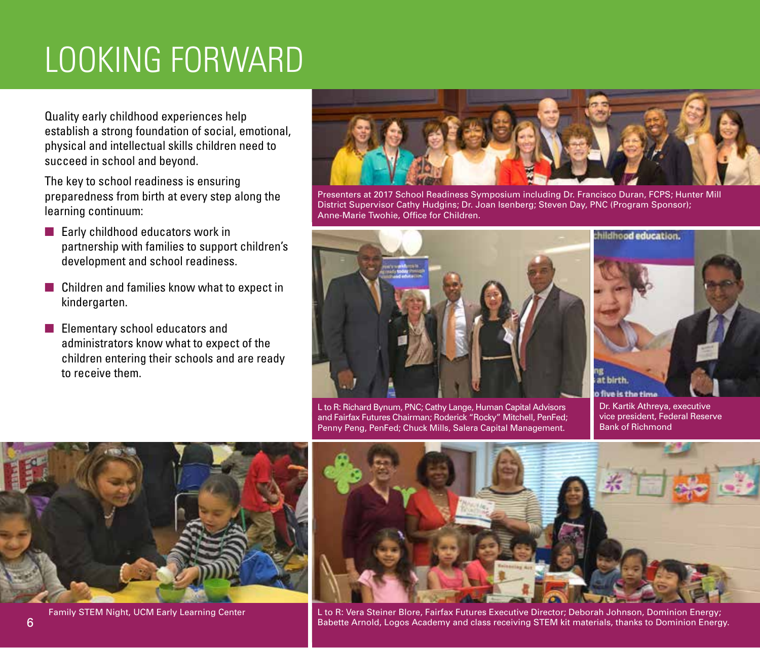# LOOKING FORWARD

Quality early childhood experiences help establish a strong foundation of social, emotional, physical and intellectual skills children need to succeed in school and beyond.

The key to school readiness is ensuring preparedness from birth at every step along the learning continuum:

- Early childhood educators work in partnership with families to support children's development and school readiness.
- Children and families know what to expect in kindergarten.
- Elementary school educators and administrators know what to expect of the children entering their schools and are ready to receive them.

Presenters at 2017 School Readiness Symposium including Dr. Francisco Duran, FCPS; Hunter Mill District Supervisor Cathy Hudgins; Dr. Joan Isenberg; Steven Day, PNC (Program Sponsor); Anne-Marie Twohie, Office for Children.

L to R: Richard Bynum, PNC; Cathy Lange, Human Capital Advisors and Fairfax Futures Chairman; Roderick "Rocky" Mitchell, PenFed; Penny Peng, PenFed; Chuck Mills, Salera Capital Management.

Dr. Kartik Athreya, executive vice president, Federal Reserve Bank of Richmond

Family STEM Night, UCM Early Learning Center

L to R: Vera Steiner Blore, Fairfax Futures Executive Director; Deborah Johnson, Dominion Energy; Babette Arnold, Logos Academy and class receiving STEM kit materials, thanks to Dominion Energy.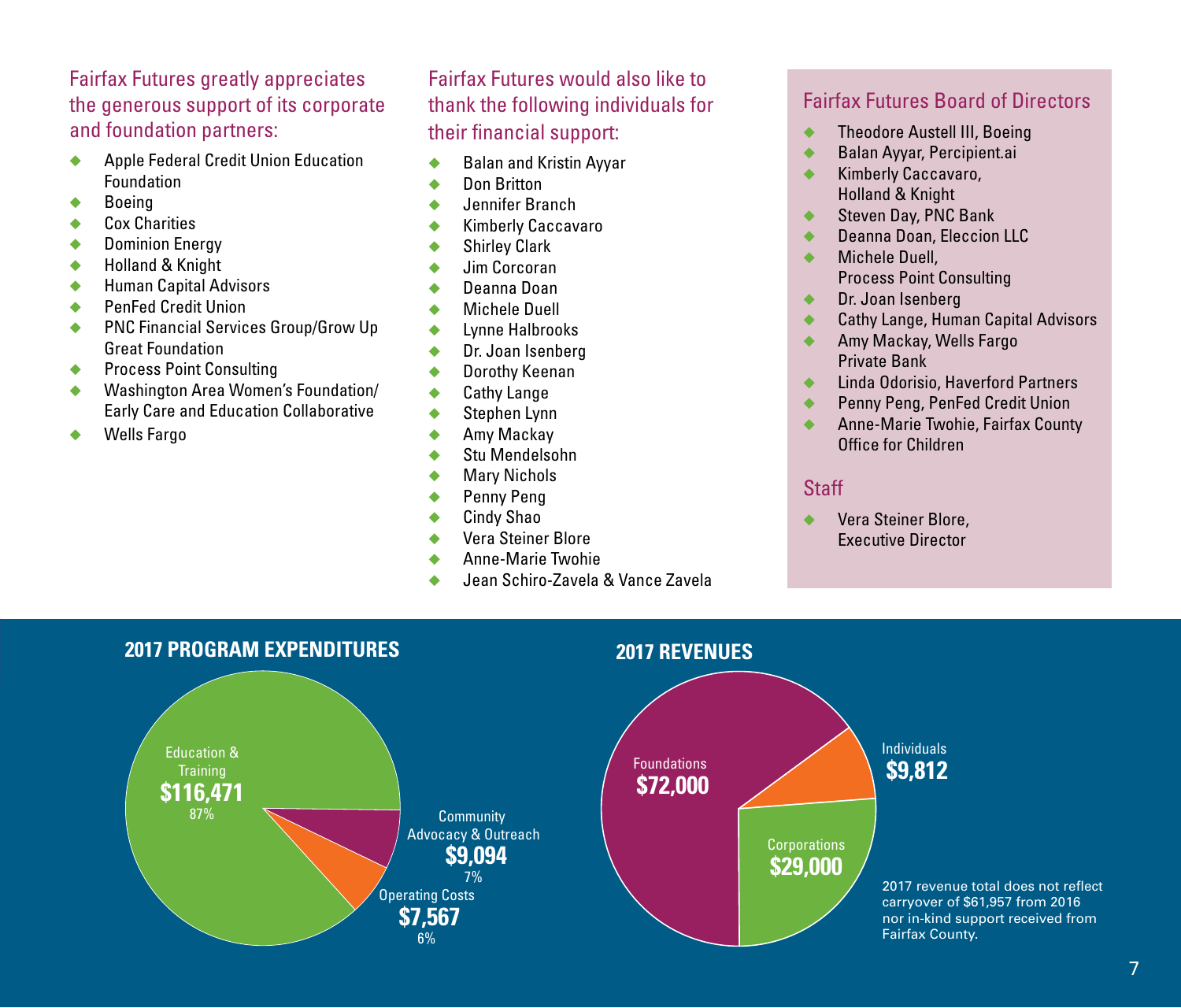## Fairfax Futures greatly appreciates the generous support of its corporate and foundation partners:

- Apple Federal Credit Union Education Foundation
- Boeing
- Cox Charities
- Dominion Energy
- Holland & Knight
- Human Capital Advisors
- PenFed Credit Union
- PNC Financial Services Group/Grow Up Great Foundation
- Process Point Consulting
- Washington Area Women's Foundation/ Early Care and Education Collaborative
- Wells Fargo

## Fairfax Futures would also like to thank the following individuals for their financial support:

- Balan and Kristin Ayyar
- Don Britton
- Jennifer Branch
- Kimberly Caccavaro
- Shirley Clark
- Jim Corcoran
- Deanna Doan
- Michele Duell
- Lynne Halbrooks
- Dr. Joan Isenberg
- Dorothy Keenan
- Cathy Lange
- Stephen Lynn
- Amy Mackay
- Stu Mendelsohn
- Mary Nichols
- Penny Peng
- Cindy Shao
- Vera Steiner Blore
- Anne-Marie Twohie
- Jean Schiro-Zavela & Vance Zavela

## Fairfax Futures Board of Directors

- Theodore Austell III, Boeing
- Balan Ayyar, Percipient.ai
- Kimberly Caccavaro, Holland & Knight
- Steven Day, PNC Bank
- Deanna Doan, Eleccion LLC
- Michele Duell, Process Point Consulting
- Dr. Joan Isenberg
- Cathy Lange, Human Capital Advisors
- Amy Mackay, Wells Fargo Private Bank
- Linda Odorisio, Haverford Partners
- Penny Peng, PenFed Credit Union
- Anne-Marie Twohie, Fairfax County Office for Children

## Staff

- Vera Steiner Blore, Executive Director

## 2017 PROGRAM EXPENDITURES

| Category | Amount | Percent |
| --- | --- | --- |
| Education & Training | $116,471 | 87% |
| Community Advocacy & Outreach | $9,094 | 7% |
| Operating Costs | $7,567 | 6% |

## 2017 REVENUES

| Source | Amount |
| --- | --- |
| Foundations | $72,000 |
| Individuals | $9,812 |
| Corporations | $29,000 |

2017 revenue total does not reflect carryover of $61,957 from 2016 nor in-kind support received from Fairfax County.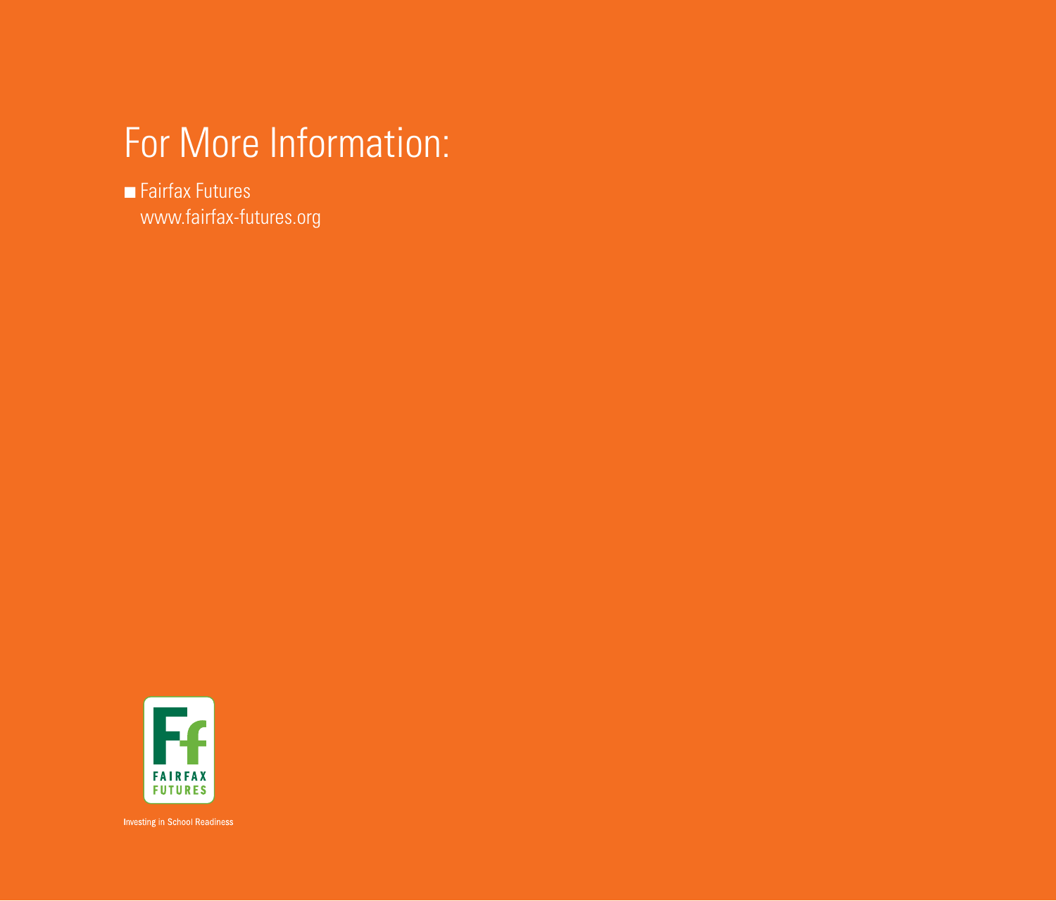# For More Information:

- Fairfax Futures
  www.fairfax-futures.org

FAIRFAX FUTURES

Investing in School Readiness